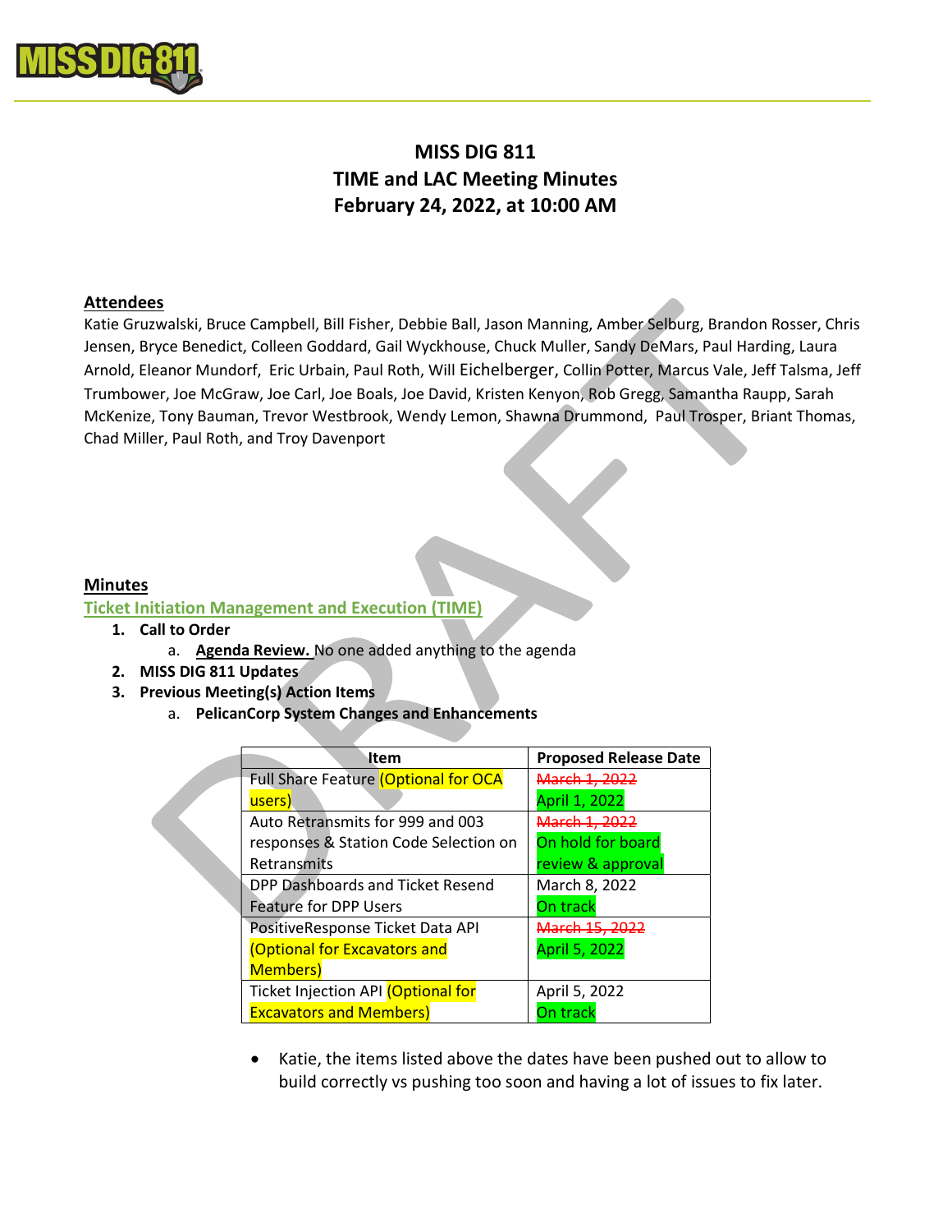# MISS DIG 811

## TIME and LAC Meeting Minutes

## February 24, 2022, at 10:00 AM

**Attendees**

Katie Gruzwalski, Bruce Campbell, Bill Fisher, Debbie Ball, Jason Manning, Amber Selburg, Brandon Rosser, Chris Jensen, Bryce Benedict, Colleen Goddard, Gail Wyckhouse, Chuck Muller, Sandy DeMars, Paul Harding, Laura Arnold, Eleanor Mundorf, Eric Urbain, Paul Roth, Will Eichelberger, Collin Potter, Marcus Vale, Jeff Talsma, Jeff Trumbower, Joe McGraw, Joe Carl, Joe Boals, Joe David, Kristen Kenyon, Rob Gregg, Samantha Raupp, Sarah McKenize, Tony Bauman, Trevor Westbrook, Wendy Lemon, Shawna Drummond, Paul Trosper, Briant Thomas, Chad Miller, Paul Roth, and Troy Davenport

**Minutes**

**Ticket Initiation Management and Execution (TIME)**

1. **Call to Order**
   a. **Agenda Review.** No one added anything to the agenda
2. **MISS DIG 811 Updates**
3. **Previous Meeting(s) Action Items**
   a. **PelicanCorp System Changes and Enhancements**

| Item | Proposed Release Date |
|---|---|
| Full Share Feature (Optional for OCA users) | ~~March 1, 2022~~ April 1, 2022 |
| Auto Retransmits for 999 and 003 responses & Station Code Selection on Retransmits | ~~March 1, 2022~~ On hold for board review & approval |
| DPP Dashboards and Ticket Resend Feature for DPP Users | March 8, 2022 On track |
| PositiveResponse Ticket Data API (Optional for Excavators and Members) | ~~March 15, 2022~~ April 5, 2022 |
| Ticket Injection API (Optional for Excavators and Members) | April 5, 2022 On track |

- Katie, the items listed above the dates have been pushed out to allow to build correctly vs pushing too soon and having a lot of issues to fix later.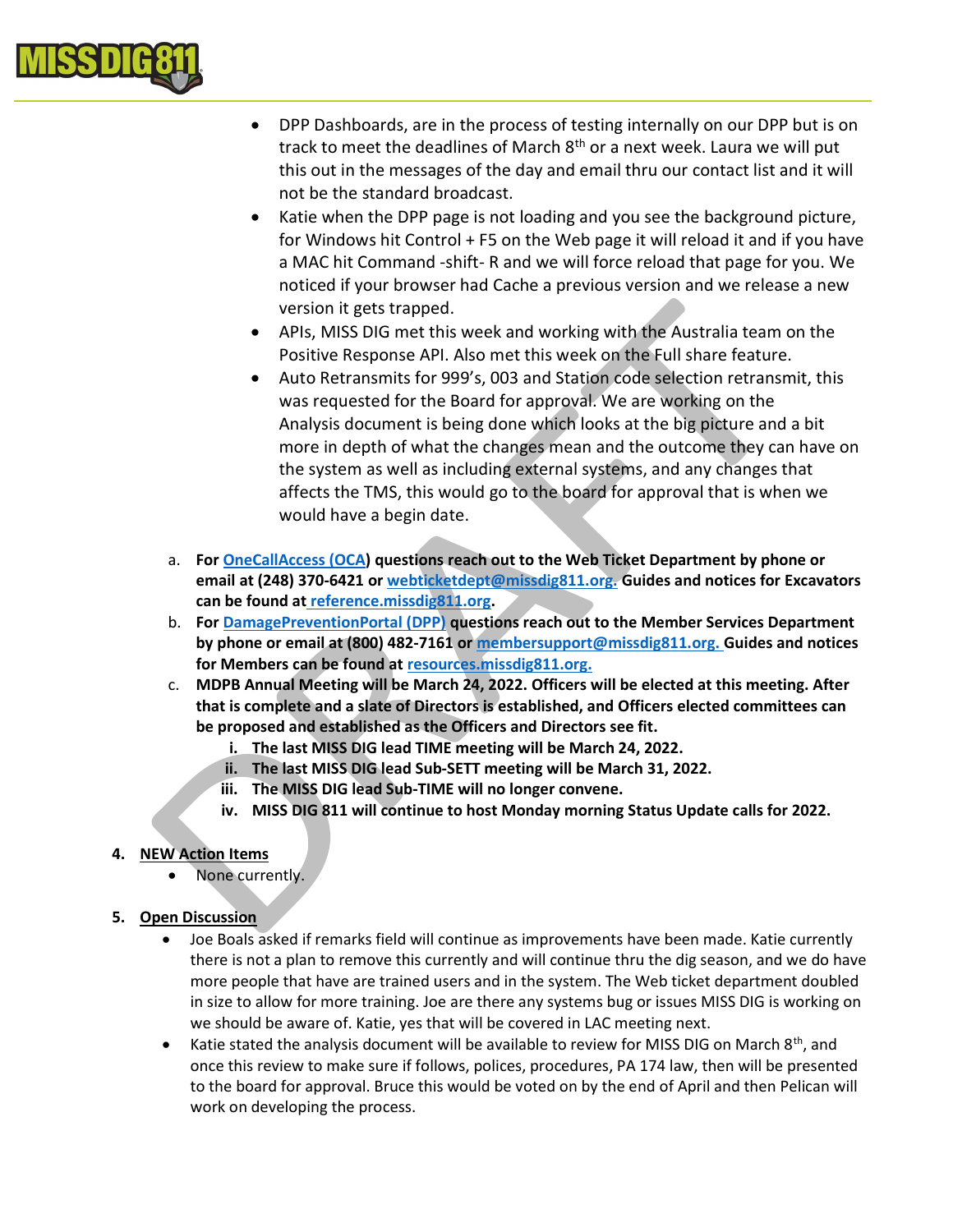- DPP Dashboards, are in the process of testing internally on our DPP but is on track to meet the deadlines of March 8th or a next week. Laura we will put this out in the messages of the day and email thru our contact list and it will not be the standard broadcast.
- Katie when the DPP page is not loading and you see the background picture, for Windows hit Control + F5 on the Web page it will reload it and if you have a MAC hit Command -shift- R and we will force reload that page for you. We noticed if your browser had Cache a previous version and we release a new version it gets trapped.
- APIs, MISS DIG met this week and working with the Australia team on the Positive Response API. Also met this week on the Full share feature.
- Auto Retransmits for 999's, 003 and Station code selection retransmit, this was requested for the Board for approval. We are working on the Analysis document is being done which looks at the big picture and a bit more in depth of what the changes mean and the outcome they can have on the system as well as including external systems, and any changes that affects the TMS, this would go to the board for approval that is when we would have a begin date.

a. **For OneCallAccess (OCA) questions reach out to the Web Ticket Department by phone or email at (248) 370-6421 or webticketdept@missdig811.org. Guides and notices for Excavators can be found at reference.missdig811.org.**

b. **For DamagePreventionPortal (DPP) questions reach out to the Member Services Department by phone or email at (800) 482-7161 or membersupport@missdig811.org. Guides and notices for Members can be found at resources.missdig811.org.**

c. **MDPB Annual Meeting will be March 24, 2022. Officers will be elected at this meeting. After that is complete and a slate of Directors is established, and Officers elected committees can be proposed and established as the Officers and Directors see fit.**

   i. **The last MISS DIG lead TIME meeting will be March 24, 2022.**

   ii. **The last MISS DIG lead Sub-SETT meeting will be March 31, 2022.**

   iii. **The MISS DIG lead Sub-TIME will no longer convene.**

   iv. **MISS DIG 811 will continue to host Monday morning Status Update calls for 2022.**

4. **NEW Action Items**
   - None currently.

5. **Open Discussion**
   - Joe Boals asked if remarks field will continue as improvements have been made. Katie currently there is not a plan to remove this currently and will continue thru the dig season, and we do have more people that have are trained users and in the system. The Web ticket department doubled in size to allow for more training. Joe are there any systems bug or issues MISS DIG is working on we should be aware of. Katie, yes that will be covered in LAC meeting next.
   - Katie stated the analysis document will be available to review for MISS DIG on March 8th, and once this review to make sure if follows, polices, procedures, PA 174 law, then will be presented to the board for approval. Bruce this would be voted on by the end of April and then Pelican will work on developing the process.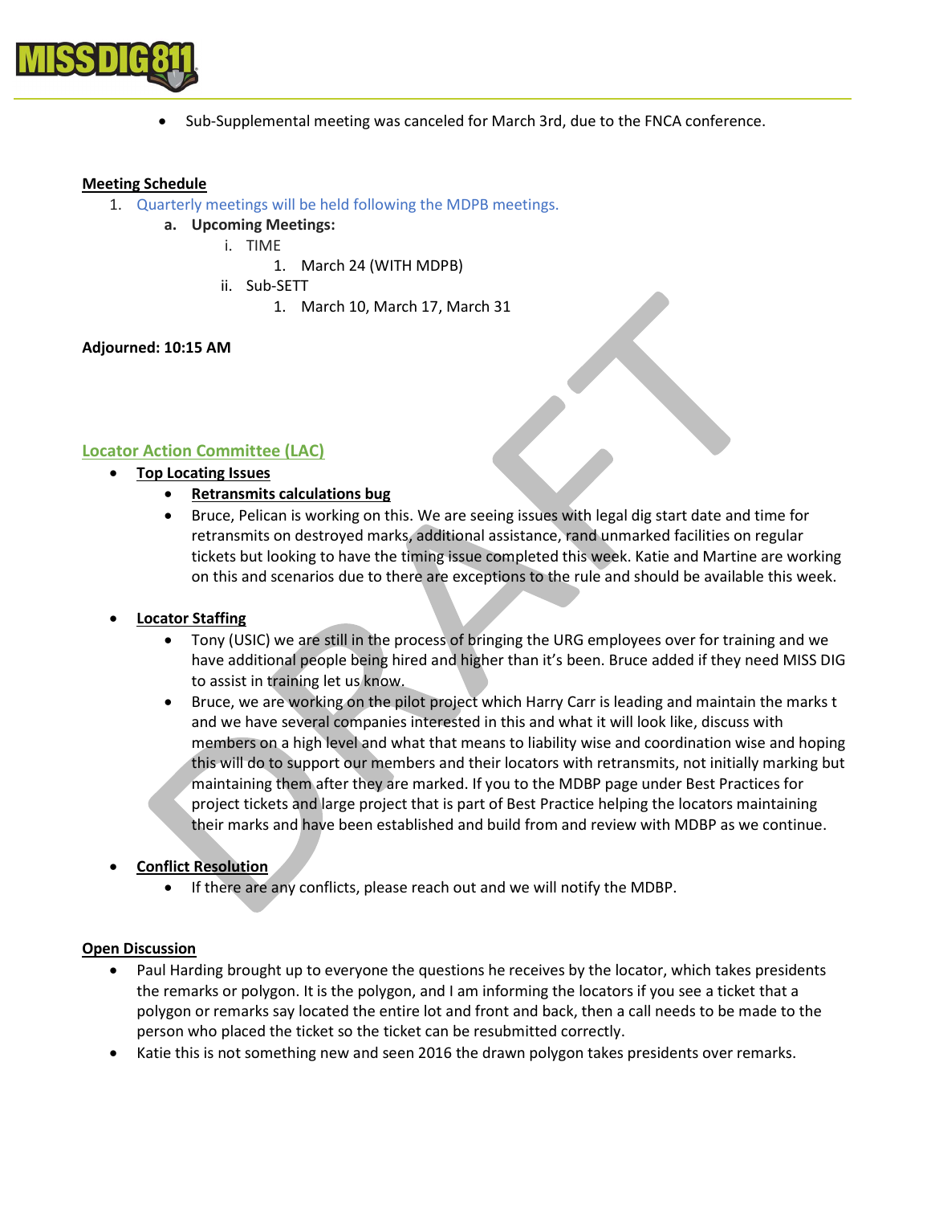- Sub-Supplemental meeting was canceled for March 3rd, due to the FNCA conference.

**Meeting Schedule**

1. Quarterly meetings will be held following the MDPB meetings.
   a. **Upcoming Meetings:**
      i. TIME
         1. March 24 (WITH MDPB)
      ii. Sub-SETT
         1. March 10, March 17, March 31

**Adjourned: 10:15 AM**

## Locator Action Committee (LAC)

- **Top Locating Issues**
  - **Retransmits calculations bug**
  - Bruce, Pelican is working on this. We are seeing issues with legal dig start date and time for retransmits on destroyed marks, additional assistance, rand unmarked facilities on regular tickets but looking to have the timing issue completed this week. Katie and Martine are working on this and scenarios due to there are exceptions to the rule and should be available this week.

- **Locator Staffing**
  - Tony (USIC) we are still in the process of bringing the URG employees over for training and we have additional people being hired and higher than it's been. Bruce added if they need MISS DIG to assist in training let us know.
  - Bruce, we are working on the pilot project which Harry Carr is leading and maintain the marks t and we have several companies interested in this and what it will look like, discuss with members on a high level and what that means to liability wise and coordination wise and hoping this will do to support our members and their locators with retransmits, not initially marking but maintaining them after they are marked. If you to the MDBP page under Best Practices for project tickets and large project that is part of Best Practice helping the locators maintaining their marks and have been established and build from and review with MDBP as we continue.

- **Conflict Resolution**
  - If there are any conflicts, please reach out and we will notify the MDBP.

**Open Discussion**

- Paul Harding brought up to everyone the questions he receives by the locator, which takes presidents the remarks or polygon. It is the polygon, and I am informing the locators if you see a ticket that a polygon or remarks say located the entire lot and front and back, then a call needs to be made to the person who placed the ticket so the ticket can be resubmitted correctly.
- Katie this is not something new and seen 2016 the drawn polygon takes presidents over remarks.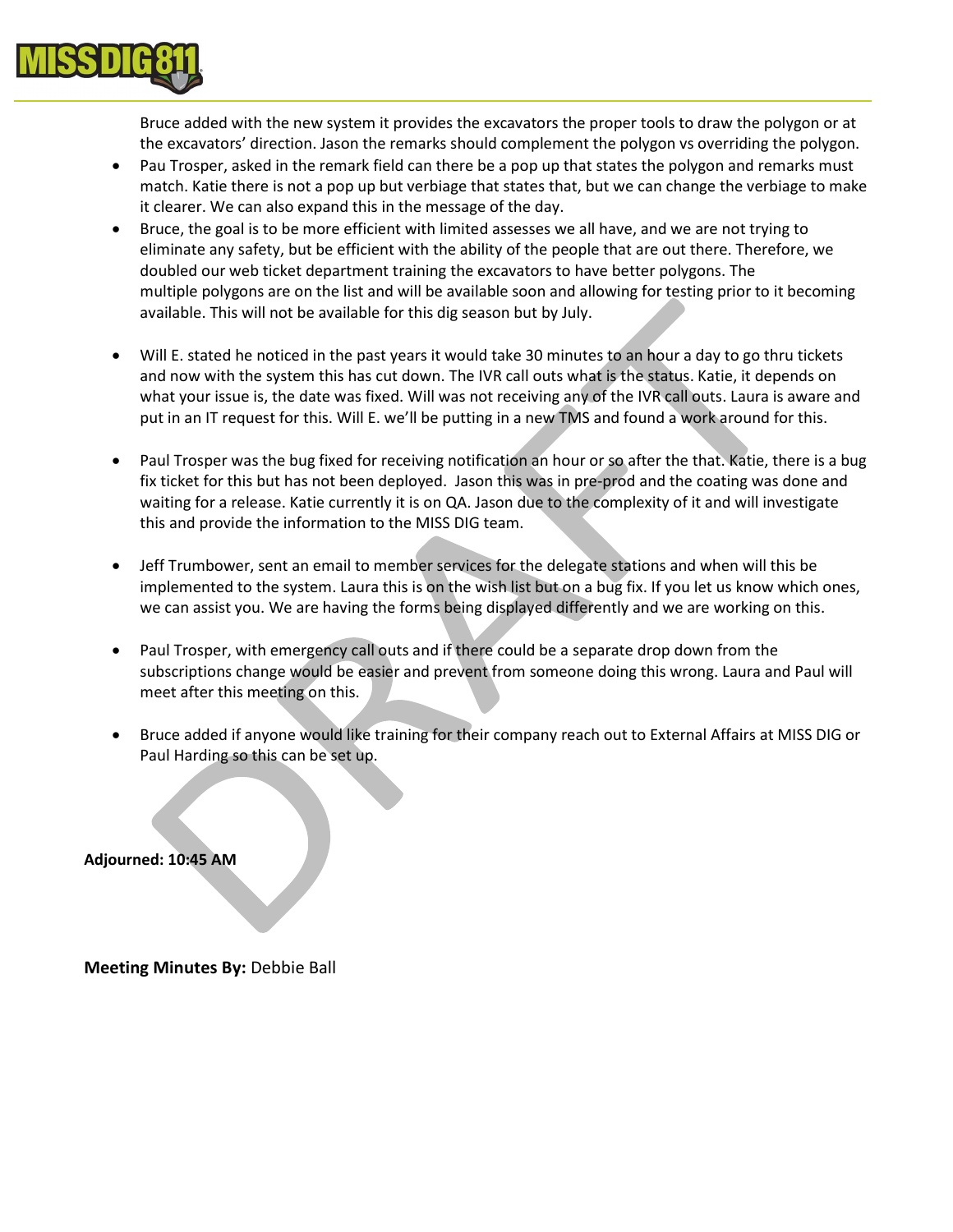Bruce added with the new system it provides the excavators the proper tools to draw the polygon or at the excavators' direction. Jason the remarks should complement the polygon vs overriding the polygon.

- Pau Trosper, asked in the remark field can there be a pop up that states the polygon and remarks must match. Katie there is not a pop up but verbiage that states that, but we can change the verbiage to make it clearer. We can also expand this in the message of the day.
- Bruce, the goal is to be more efficient with limited assesses we all have, and we are not trying to eliminate any safety, but be efficient with the ability of the people that are out there. Therefore, we doubled our web ticket department training the excavators to have better polygons. The multiple polygons are on the list and will be available soon and allowing for testing prior to it becoming available. This will not be available for this dig season but by July.

- Will E. stated he noticed in the past years it would take 30 minutes to an hour a day to go thru tickets and now with the system this has cut down. The IVR call outs what is the status. Katie, it depends on what your issue is, the date was fixed. Will was not receiving any of the IVR call outs. Laura is aware and put in an IT request for this. Will E. we'll be putting in a new TMS and found a work around for this.

- Paul Trosper was the bug fixed for receiving notification an hour or so after the that. Katie, there is a bug fix ticket for this but has not been deployed. Jason this was in pre-prod and the coating was done and waiting for a release. Katie currently it is on QA. Jason due to the complexity of it and will investigate this and provide the information to the MISS DIG team.

- Jeff Trumbower, sent an email to member services for the delegate stations and when will this be implemented to the system. Laura this is on the wish list but on a bug fix. If you let us know which ones, we can assist you. We are having the forms being displayed differently and we are working on this.

- Paul Trosper, with emergency call outs and if there could be a separate drop down from the subscriptions change would be easier and prevent from someone doing this wrong. Laura and Paul will meet after this meeting on this.

- Bruce added if anyone would like training for their company reach out to External Affairs at MISS DIG or Paul Harding so this can be set up.

**Adjourned: 10:45 AM**

**Meeting Minutes By:** Debbie Ball